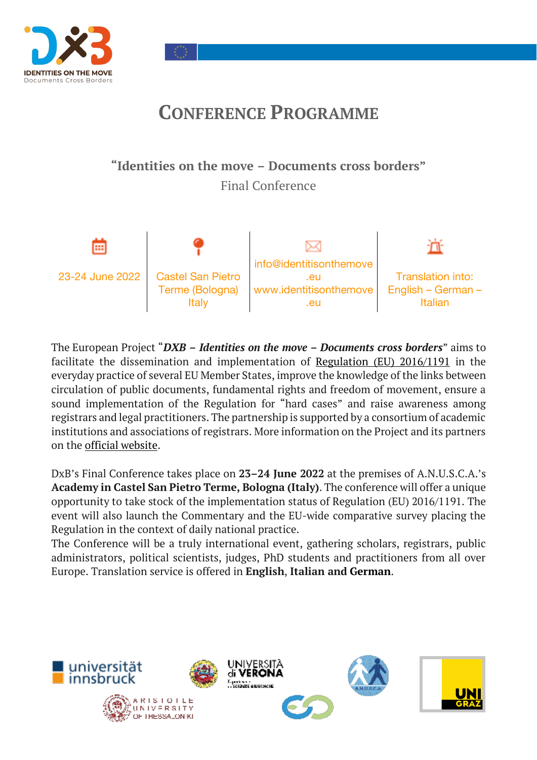# CONFERENCE PROGRAMME

**"Identities on the move – Documents cross borders"**

Final Conference

| 23-24 June 2022 | Castel San Pietro Terme (Bologna) Italy | info@identitisonthemove.eu www.identitisonthemove.eu | Translation into: English – German – Italian |
|---|---|---|---|

The European Project "***DXB – Identities on the move – Documents cross borders***" aims to facilitate the dissemination and implementation of Regulation (EU) 2016/1191 in the everyday practice of several EU Member States, improve the knowledge of the links between circulation of public documents, fundamental rights and freedom of movement, ensure a sound implementation of the Regulation for "hard cases" and raise awareness among registrars and legal practitioners. The partnership is supported by a consortium of academic institutions and associations of registrars. More information on the Project and its partners on the official website.

DxB's Final Conference takes place on **23–24 June 2022** at the premises of A.N.U.S.C.A.'s **Academy in Castel San Pietro Terme, Bologna (Italy)**. The conference will offer a unique opportunity to take stock of the implementation status of Regulation (EU) 2016/1191. The event will also launch the Commentary and the EU-wide comparative survey placing the Regulation in the context of daily national practice.

The Conference will be a truly international event, gathering scholars, registrars, public administrators, political scientists, judges, PhD students and practitioners from all over Europe. Translation service is offered in **English**, **Italian and German**.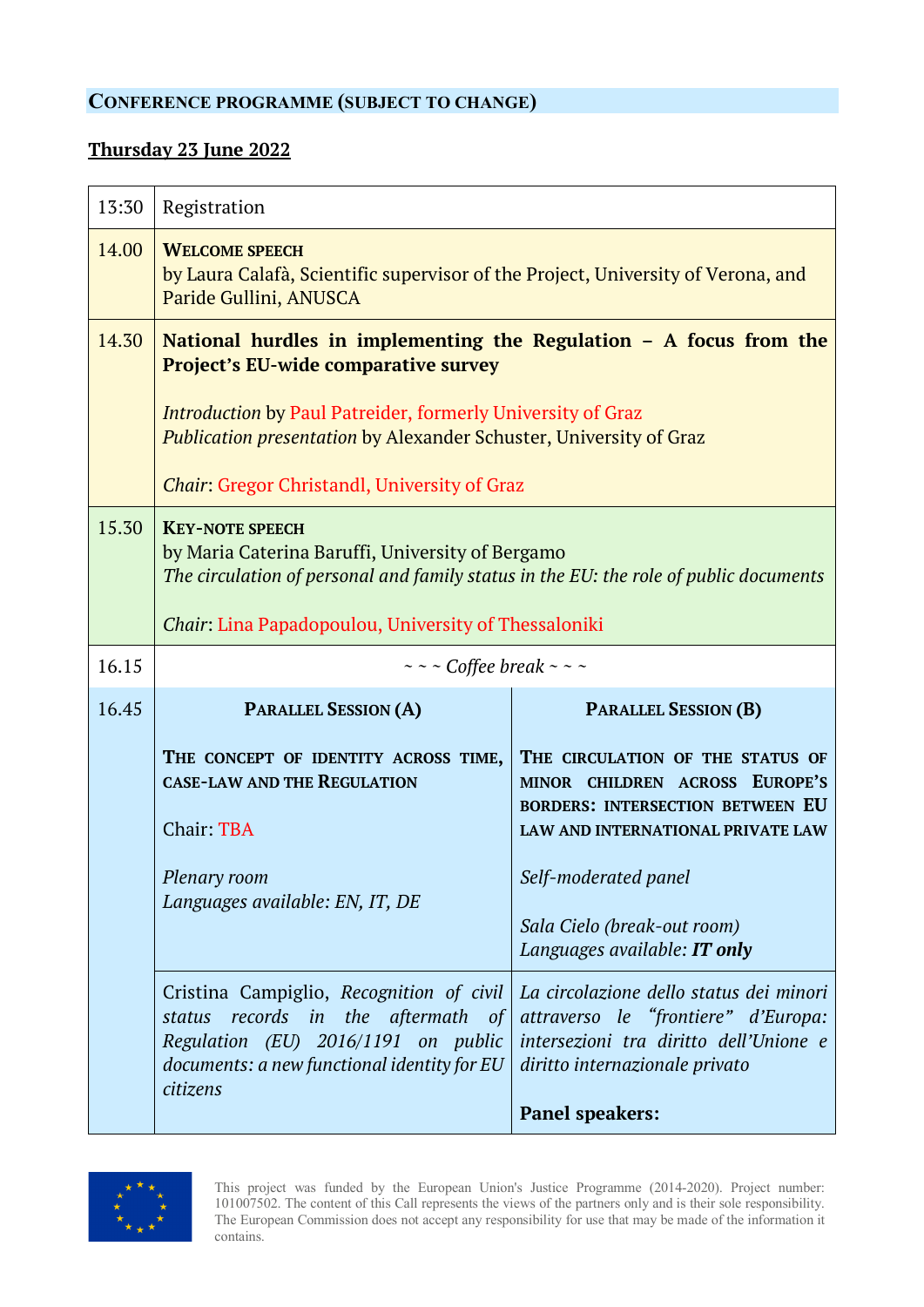## Conference programme (subject to change)

**Thursday 23 June 2022**

| Time | Programme | |
|---|---|---|
| 13:30 | Registration | |
| 14.00 | **Welcome speech**<br>by Laura Calafà, Scientific supervisor of the Project, University of Verona, and Paride Gullini, ANUSCA | |
| 14.30 | **National hurdles in implementing the Regulation – A focus from the Project's EU-wide comparative survey**<br><br>*Introduction* by Paul Patreider, formerly University of Graz<br>*Publication presentation* by Alexander Schuster, University of Graz<br><br>*Chair*: Gregor Christandl, University of Graz | |
| 15.30 | **Key-note speech**<br>by Maria Caterina Baruffi, University of Bergamo<br>*The circulation of personal and family status in the EU: the role of public documents*<br><br>*Chair*: Lina Papadopoulou, University of Thessaloniki | |
| 16.15 | ~ ~ ~ *Coffee break* ~ ~ ~ | |
| 16.45 | **Parallel Session (A)**<br><br>**The concept of identity across time, case-law and the Regulation**<br><br>Chair: TBA<br><br>*Plenary room*<br>*Languages available: EN, IT, DE* | **Parallel Session (B)**<br><br>**The circulation of the status of minor children across Europe's borders: intersection between EU law and international private law**<br><br>*Self-moderated panel*<br><br>*Sala Cielo (break-out room)*<br>*Languages available: **IT only*** |
| | Cristina Campiglio, *Recognition of civil status records in the aftermath of Regulation (EU) 2016/1191 on public documents: a new functional identity for EU citizens* | *La circolazione dello status dei minori attraverso le "frontiere" d'Europa: intersezioni tra diritto dell'Unione e diritto internazionale privato*<br><br>**Panel speakers:** |

This project was funded by the European Union's Justice Programme (2014-2020). Project number: 101007502. The content of this Call represents the views of the partners only and is their sole responsibility. The European Commission does not accept any responsibility for use that may be made of the information it contains.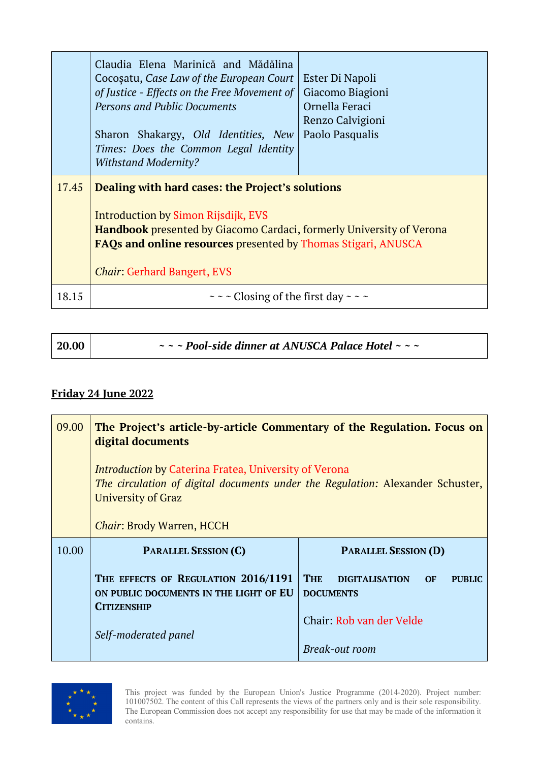| | | |
|---|---|---|
| | Claudia Elena Marinică and Mădălina Cocoșatu, *Case Law of the European Court of Justice - Effects on the Free Movement of Persons and Public Documents*<br><br>Sharon Shakargy, *Old Identities, New Times: Does the Common Legal Identity Withstand Modernity?* | Ester Di Napoli<br>Giacomo Biagioni<br>Ornella Feraci<br>Renzo Calvigioni<br>Paolo Pasqualis |
| 17.45 | **Dealing with hard cases: the Project's solutions**<br><br>Introduction by Simon Rijsdijk, EVS<br>**Handbook** presented by Giacomo Cardaci, formerly University of Verona<br>**FAQs and online resources** presented by Thomas Stigari, ANUSCA<br><br>*Chair*: Gerhard Bangert, EVS | |
| 18.15 | ~ ~ ~ Closing of the first day ~ ~ ~ | |

| | |
|---|---|
| **20.00** | ***~ ~ ~ Pool-side dinner at ANUSCA Palace Hotel ~ ~ ~*** |

**Friday 24 June 2022**

| | | |
|---|---|---|
| 09.00 | **The Project's article-by-article Commentary of the Regulation. Focus on digital documents**<br><br>*Introduction* by Caterina Fratea, University of Verona<br>*The circulation of digital documents under the Regulation:* Alexander Schuster, University of Graz<br><br>*Chair*: Brody Warren, HCCH | |
| 10.00 | **PARALLEL SESSION (C)**<br><br>**THE EFFECTS OF REGULATION 2016/1191 ON PUBLIC DOCUMENTS IN THE LIGHT OF EU CITIZENSHIP**<br><br>*Self-moderated panel* | **PARALLEL SESSION (D)**<br><br>**THE DIGITALISATION OF PUBLIC DOCUMENTS**<br><br>Chair: Rob van der Velde<br><br>*Break-out room* |

This project was funded by the European Union's Justice Programme (2014-2020). Project number: 101007502. The content of this Call represents the views of the partners only and is their sole responsibility. The European Commission does not accept any responsibility for use that may be made of the information it contains.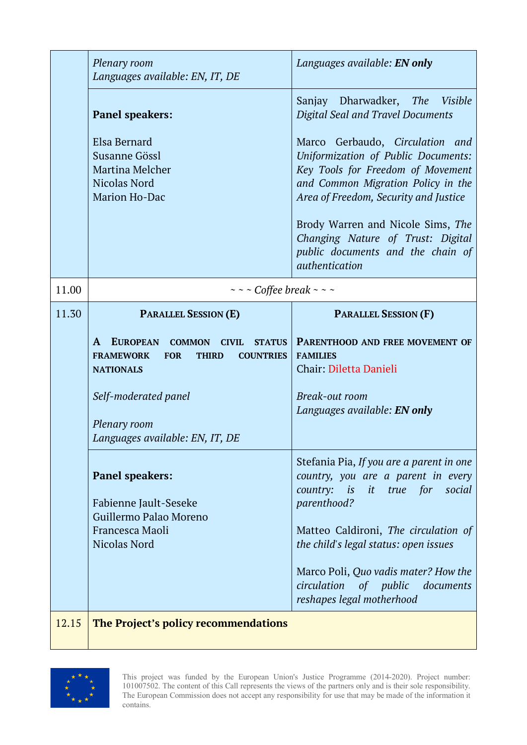| | | |
|---|---|---|
| | *Plenary room*<br>*Languages available: EN, IT, DE* | *Languages available: **EN only*** |
| | **Panel speakers:**<br><br>Elsa Bernard<br>Susanne Gössl<br>Martina Melcher<br>Nicolas Nord<br>Marion Ho-Dac | Sanjay Dharwadker, *The Visible Digital Seal and Travel Documents*<br><br>Marco Gerbaudo, *Circulation and Uniformization of Public Documents: Key Tools for Freedom of Movement and Common Migration Policy in the Area of Freedom, Security and Justice*<br><br>Brody Warren and Nicole Sims, *The Changing Nature of Trust: Digital public documents and the chain of authentication* |
| 11.00 | ~ ~ ~ *Coffee break* ~ ~ ~ | |
| 11.30 | **PARALLEL SESSION (E)**<br><br>**A EUROPEAN COMMON CIVIL STATUS FRAMEWORK FOR THIRD COUNTRIES NATIONALS**<br><br>*Self-moderated panel*<br><br>*Plenary room*<br>*Languages available: EN, IT, DE* | **PARALLEL SESSION (F)**<br><br>**PARENTHOOD AND FREE MOVEMENT OF FAMILIES**<br>Chair: Diletta Danieli<br><br>*Break-out room*<br>*Languages available: **EN only*** |
| | **Panel speakers:**<br><br>Fabienne Jault-Seseke<br>Guillermo Palao Moreno<br>Francesca Maoli<br>Nicolas Nord | Stefania Pia, *If you are a parent in one country, you are a parent in every country: is it true for social parenthood?*<br><br>Matteo Caldironi, *The circulation of the child's legal status: open issues*<br><br>Marco Poli, *Quo vadis mater? How the circulation of public documents reshapes legal motherhood* |
| 12.15 | **The Project's policy recommendations** | |

This project was funded by the European Union's Justice Programme (2014-2020). Project number: 101007502. The content of this Call represents the views of the partners only and is their sole responsibility. The European Commission does not accept any responsibility for use that may be made of the information it contains.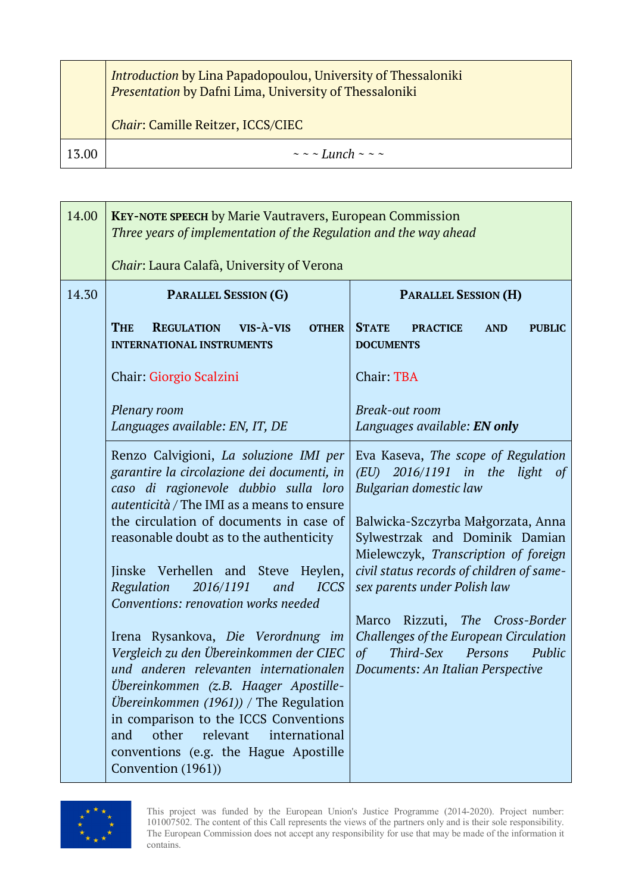| | |
|---|---|
| | *Introduction* by Lina Papadopoulou, University of Thessaloniki<br>*Presentation* by Dafni Lima, University of Thessaloniki<br><br>*Chair*: Camille Reitzer, ICCS/CIEC |
| 13.00 | ~ ~ ~ *Lunch* ~ ~ ~ |

| | | |
|---|---|---|
| 14.00 | **KEY-NOTE SPEECH** by Marie Vautravers, European Commission<br>*Three years of implementation of the Regulation and the way ahead*<br><br>*Chair*: Laura Calafà, University of Verona | |
| 14.30 | **PARALLEL SESSION (G)**<br><br>**THE REGULATION VIS-À-VIS OTHER INTERNATIONAL INSTRUMENTS**<br><br>Chair: Giorgio Scalzini<br><br>*Plenary room*<br>*Languages available: EN, IT, DE* | **PARALLEL SESSION (H)**<br><br>**STATE PRACTICE AND PUBLIC DOCUMENTS**<br><br>Chair: TBA<br><br>*Break-out room*<br>*Languages available:* ***EN only*** |
| | Renzo Calvigioni, *La soluzione IMI per garantire la circolazione dei documenti, in caso di ragionevole dubbio sulla loro autenticità* / The IMI as a means to ensure the circulation of documents in case of reasonable doubt as to the authenticity<br><br>Jinske Verhellen and Steve Heylen, *Regulation 2016/1191 and ICCS Conventions: renovation works needed*<br><br>Irena Rysankova, *Die Verordnung im Vergleich zu den Übereinkommen der CIEC und anderen relevanten internationalen Übereinkommen (z.B. Haager Apostille-Übereinkommen (1961))* / The Regulation in comparison to the ICCS Conventions and other relevant international conventions (e.g. the Hague Apostille Convention (1961)) | Eva Kaseva, *The scope of Regulation (EU) 2016/1191 in the light of Bulgarian domestic law*<br><br>Balwicka-Szczyrba Małgorzata, Anna Sylwestrzak and Dominik Damian Mielewczyk, *Transcription of foreign civil status records of children of same-sex parents under Polish law*<br><br>Marco Rizzuti, *The Cross-Border Challenges of the European Circulation of Third-Sex Persons Public Documents: An Italian Perspective* |

This project was funded by the European Union's Justice Programme (2014-2020). Project number: 101007502. The content of this Call represents the views of the partners only and is their sole responsibility. The European Commission does not accept any responsibility for use that may be made of the information it contains.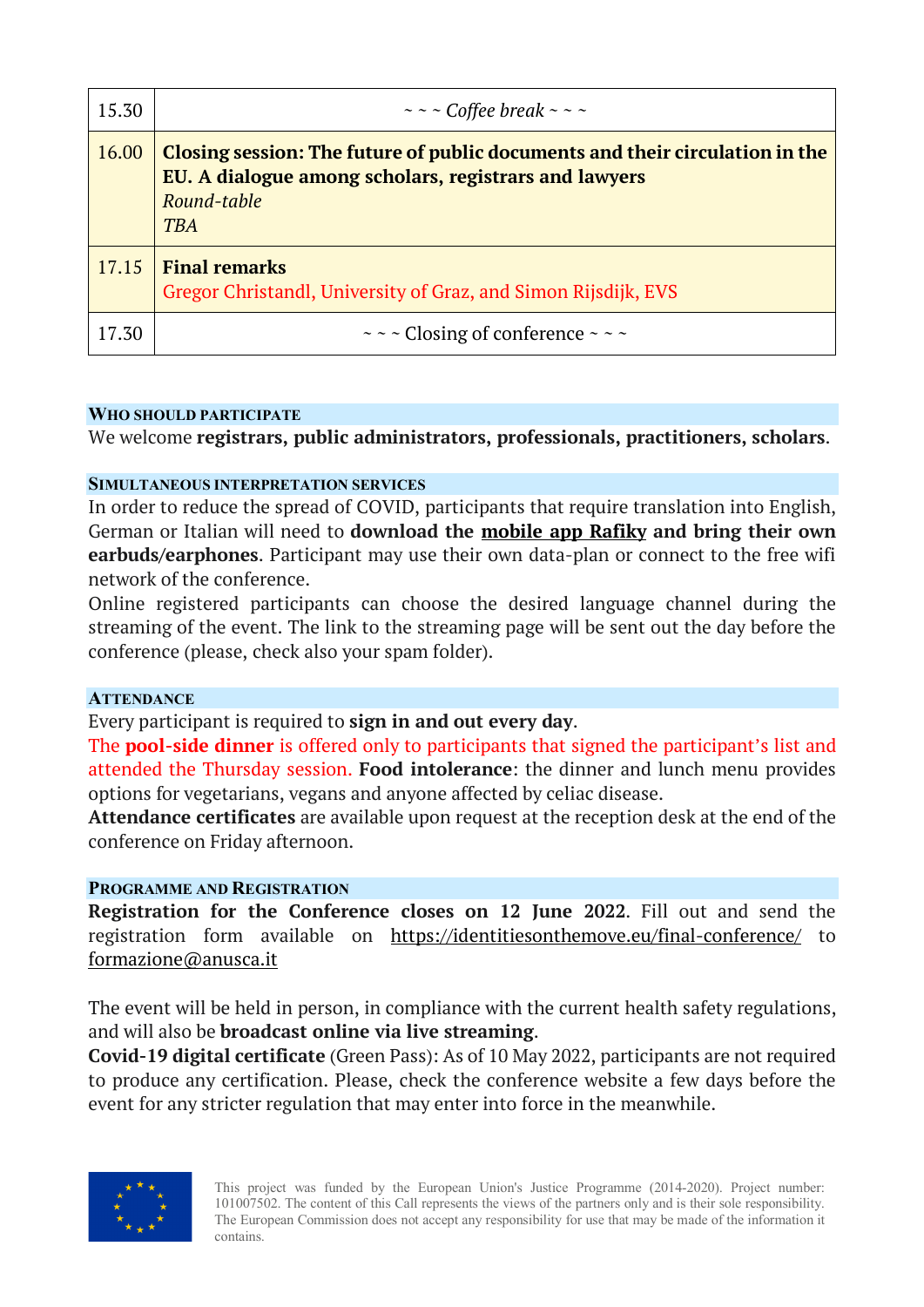| | |
|---|---|
| 15.30 | ~ ~ ~ *Coffee break* ~ ~ ~ |
| 16.00 | **Closing session: The future of public documents and their circulation in the EU. A dialogue among scholars, registrars and lawyers**<br>*Round-table*<br>*TBA* |
| 17.15 | **Final remarks**<br>Gregor Christandl, University of Graz, and Simon Rijsdijk, EVS |
| 17.30 | ~ ~ ~ Closing of conference ~ ~ ~ |

#### WHO SHOULD PARTICIPATE

We welcome **registrars, public administrators, professionals, practitioners, scholars**.

#### SIMULTANEOUS INTERPRETATION SERVICES

In order to reduce the spread of COVID, participants that require translation into English, German or Italian will need to **download the mobile app Rafiky and bring their own earbuds/earphones**. Participant may use their own data-plan or connect to the free wifi network of the conference.

Online registered participants can choose the desired language channel during the streaming of the event. The link to the streaming page will be sent out the day before the conference (please, check also your spam folder).

#### ATTENDANCE

Every participant is required to **sign in and out every day**.

The **pool-side dinner** is offered only to participants that signed the participant's list and attended the Thursday session. **Food intolerance**: the dinner and lunch menu provides options for vegetarians, vegans and anyone affected by celiac disease.

**Attendance certificates** are available upon request at the reception desk at the end of the conference on Friday afternoon.

#### PROGRAMME AND REGISTRATION

**Registration for the Conference closes on 12 June 2022**. Fill out and send the registration form available on https://identitiesonthemove.eu/final-conference/ to formazione@anusca.it

The event will be held in person, in compliance with the current health safety regulations, and will also be **broadcast online via live streaming**.

**Covid-19 digital certificate** (Green Pass): As of 10 May 2022, participants are not required to produce any certification. Please, check the conference website a few days before the event for any stricter regulation that may enter into force in the meanwhile.

This project was funded by the European Union's Justice Programme (2014-2020). Project number: 101007502. The content of this Call represents the views of the partners only and is their sole responsibility. The European Commission does not accept any responsibility for use that may be made of the information it contains.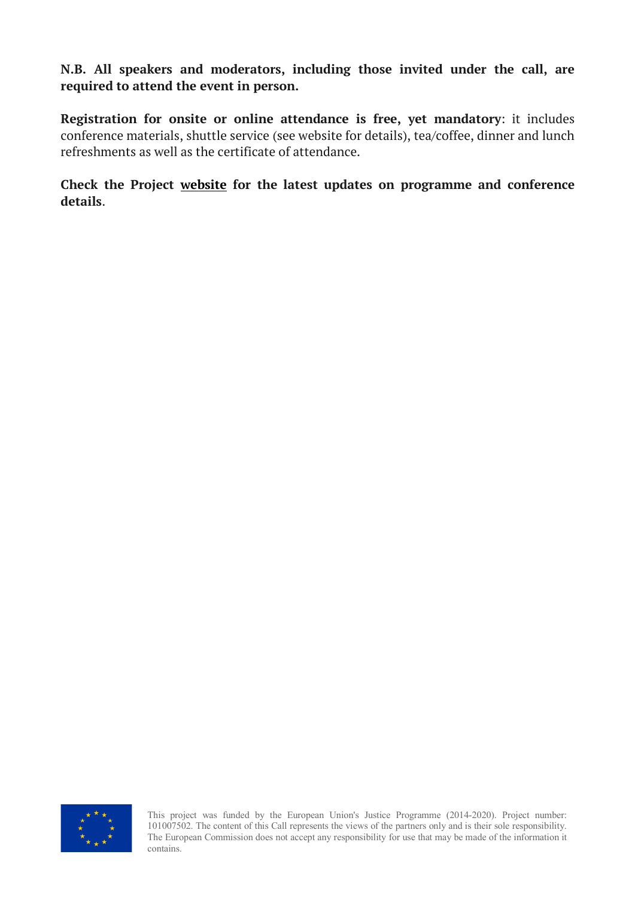**N.B. All speakers and moderators, including those invited under the call, are required to attend the event in person.**

**Registration for onsite or online attendance is free, yet mandatory**: it includes conference materials, shuttle service (see website for details), tea/coffee, dinner and lunch refreshments as well as the certificate of attendance.

**Check the Project website for the latest updates on programme and conference details**.

This project was funded by the European Union's Justice Programme (2014-2020). Project number: 101007502. The content of this Call represents the views of the partners only and is their sole responsibility. The European Commission does not accept any responsibility for use that may be made of the information it contains.